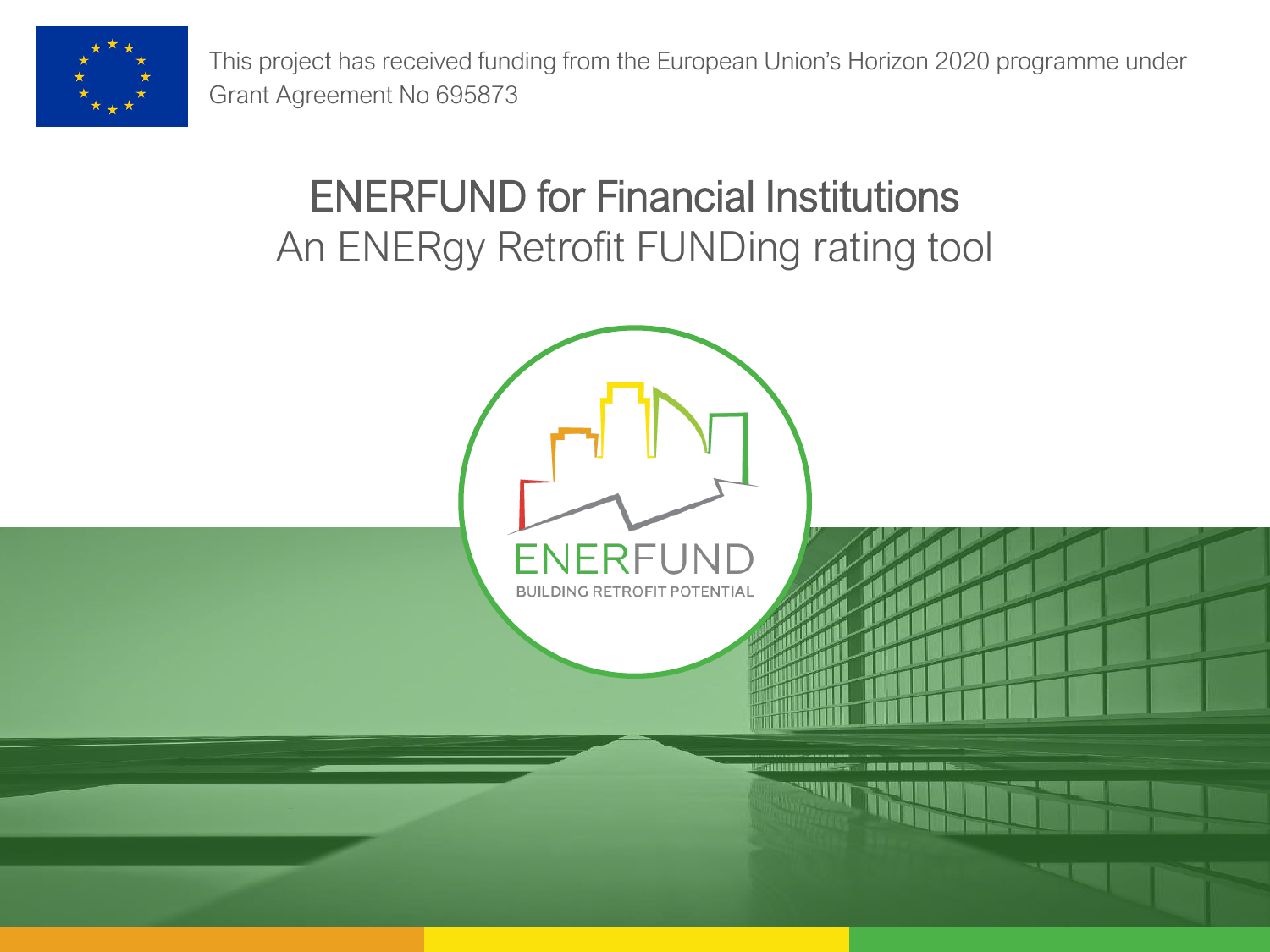This project has received funding from the European Union's Horizon 2020 programme under Grant Agreement No 695873

# ENERFUND for Financial Institutions

## An ENERgy Retrofit FUNDing rating tool

ENERFUND

BUILDING RETROFIT POTENTIAL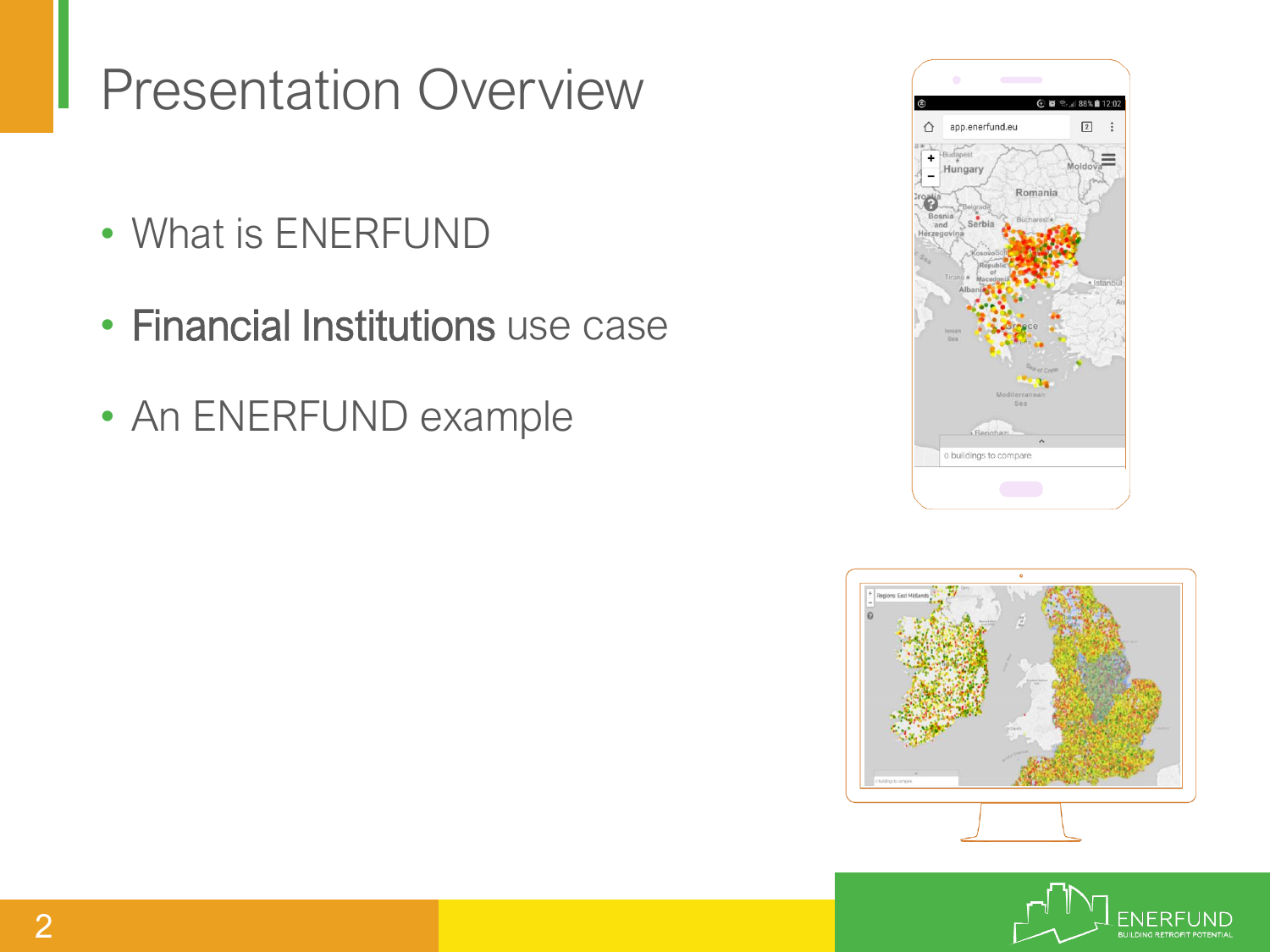# Presentation Overview

- What is ENERFUND
- Financial Institutions use case
- An ENERFUND example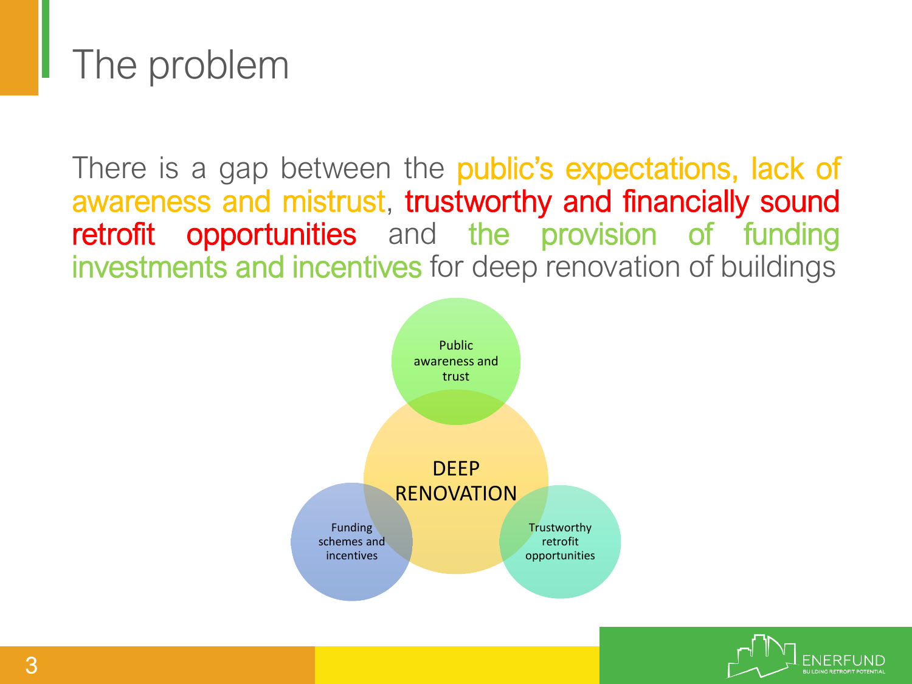# The problem

There is a gap between the public's expectations, lack of awareness and mistrust, trustworthy and financially sound retrofit opportunities and the provision of funding investments and incentives for deep renovation of buildings

Public awareness and trust

DEEP RENOVATION

Funding schemes and incentives

Trustworthy retrofit opportunities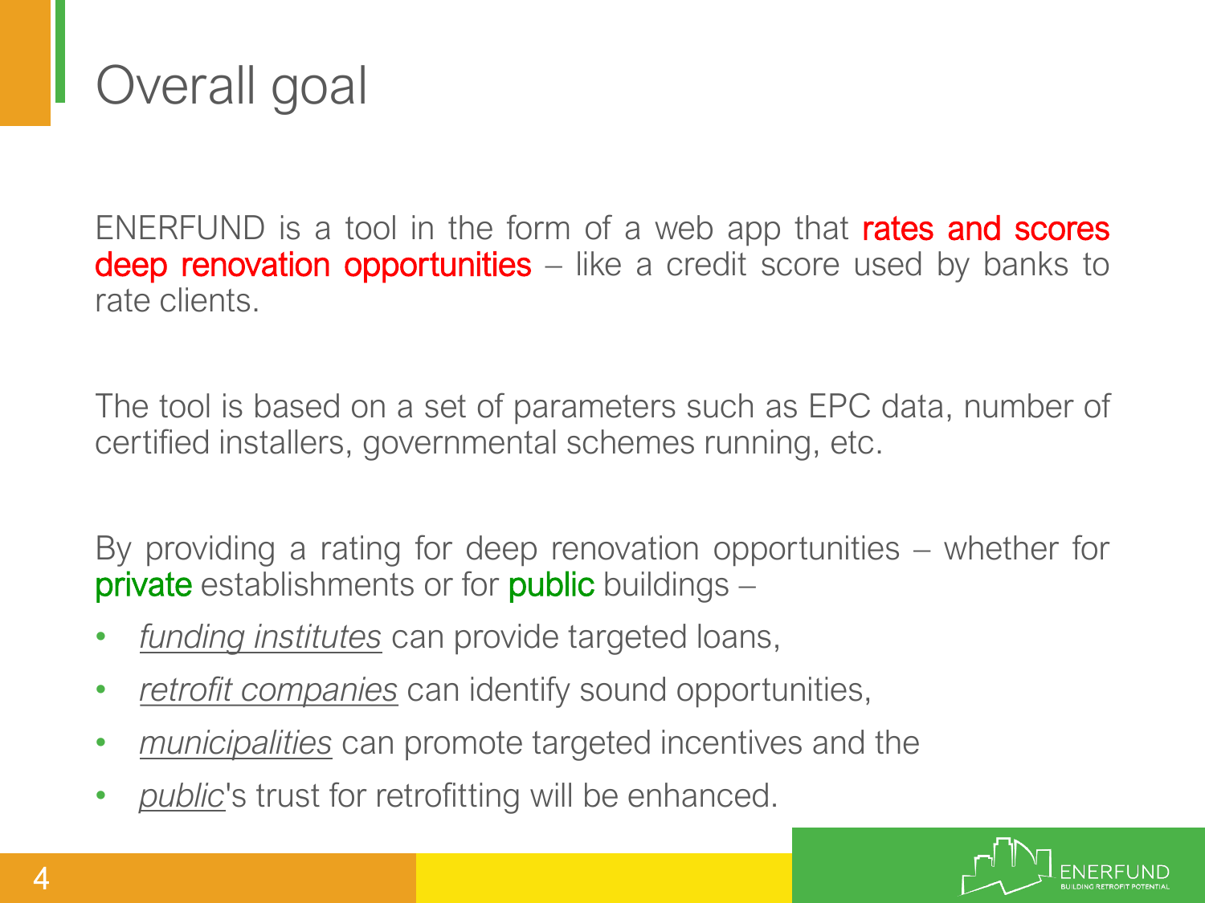# Overall goal

ENERFUND is a tool in the form of a web app that rates and scores deep renovation opportunities – like a credit score used by banks to rate clients.

The tool is based on a set of parameters such as EPC data, number of certified installers, governmental schemes running, etc.

By providing a rating for deep renovation opportunities – whether for private establishments or for public buildings –

- *funding institutes* can provide targeted loans,
- *retrofit companies* can identify sound opportunities,
- *municipalities* can promote targeted incentives and the
- *public*'s trust for retrofitting will be enhanced.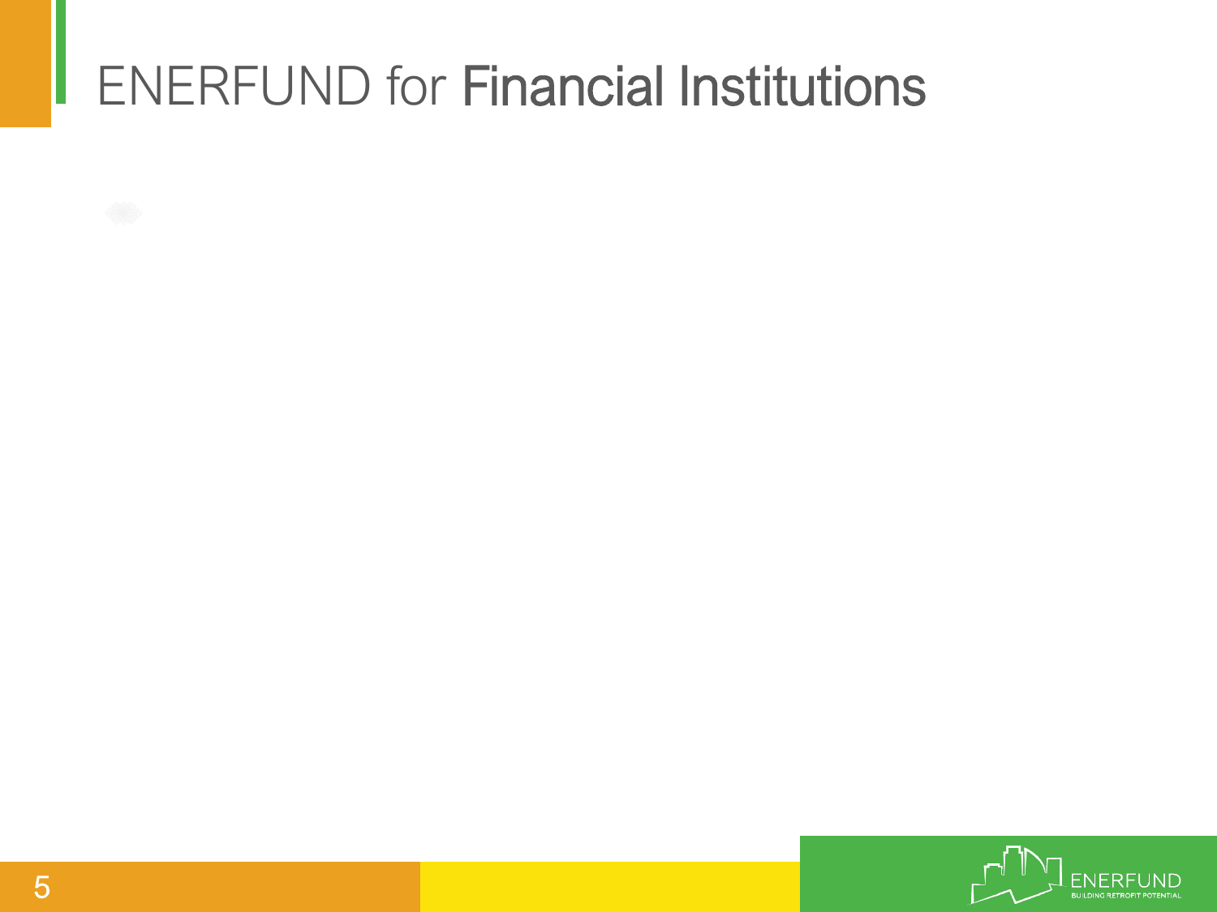# ENERFUND for Financial Institutions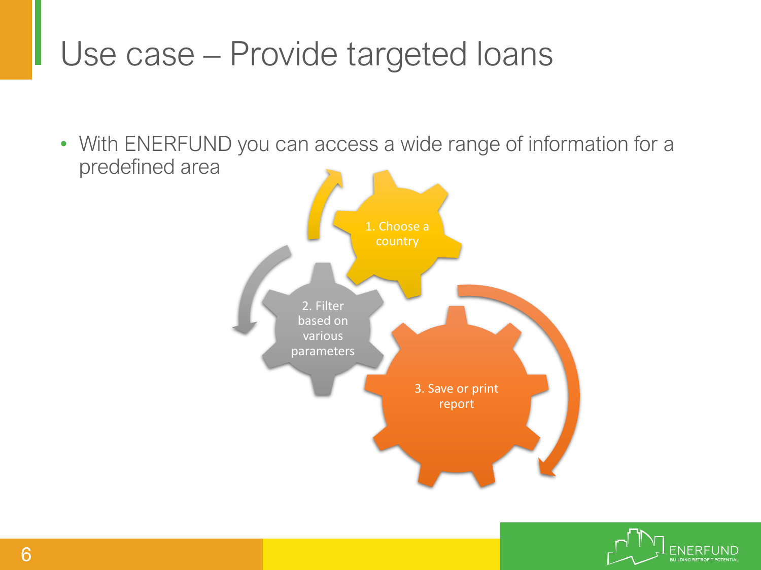# Use case – Provide targeted loans

- With ENERFUND you can access a wide range of information for a predefined area

1. Choose a country
2. Filter based on various parameters
3. Save or print report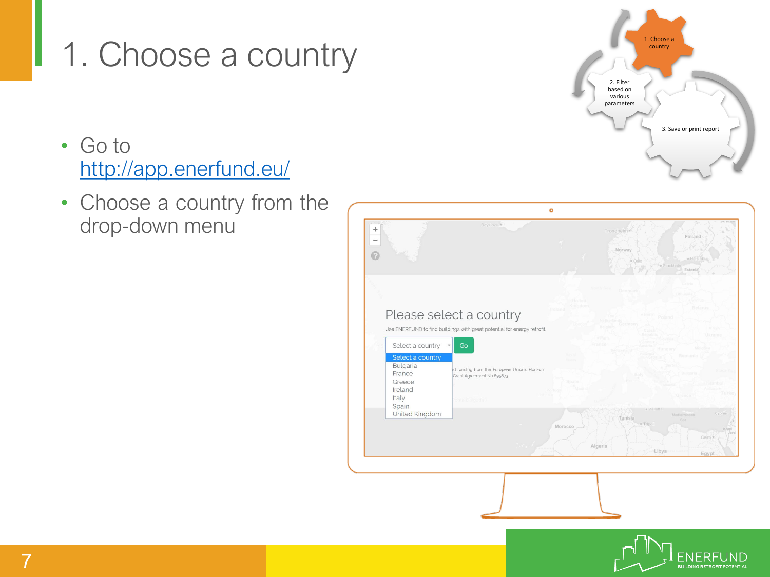# 1. Choose a country

- Go to http://app.enerfund.eu/
- Choose a country from the drop-down menu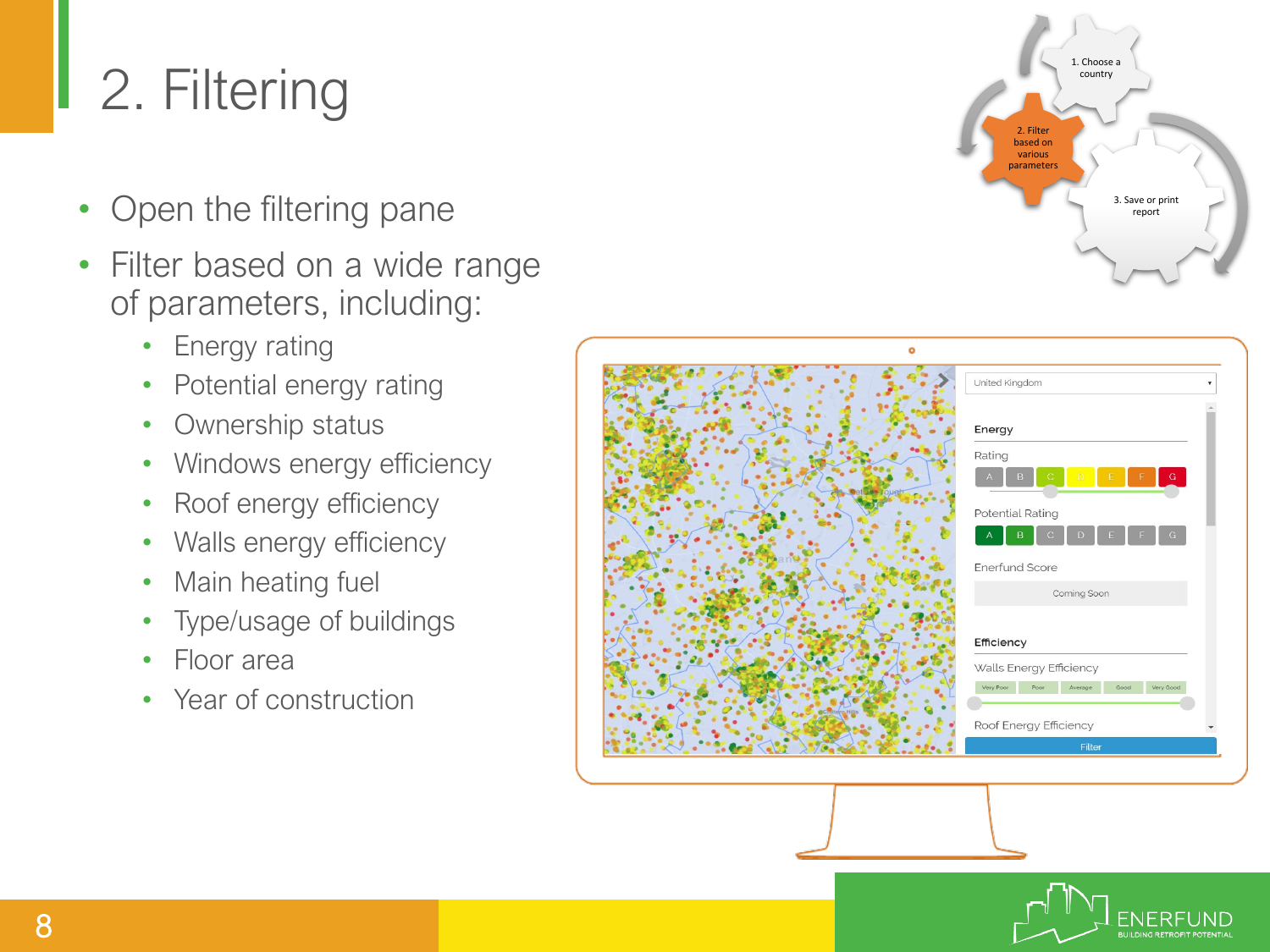# 2. Filtering

- Open the filtering pane
- Filter based on a wide range of parameters, including:
  - Energy rating
  - Potential energy rating
  - Ownership status
  - Windows energy efficiency
  - Roof energy efficiency
  - Walls energy efficiency
  - Main heating fuel
  - Type/usage of buildings
  - Floor area
  - Year of construction

1. Choose a country
2. Filter based on various parameters
3. Save or print report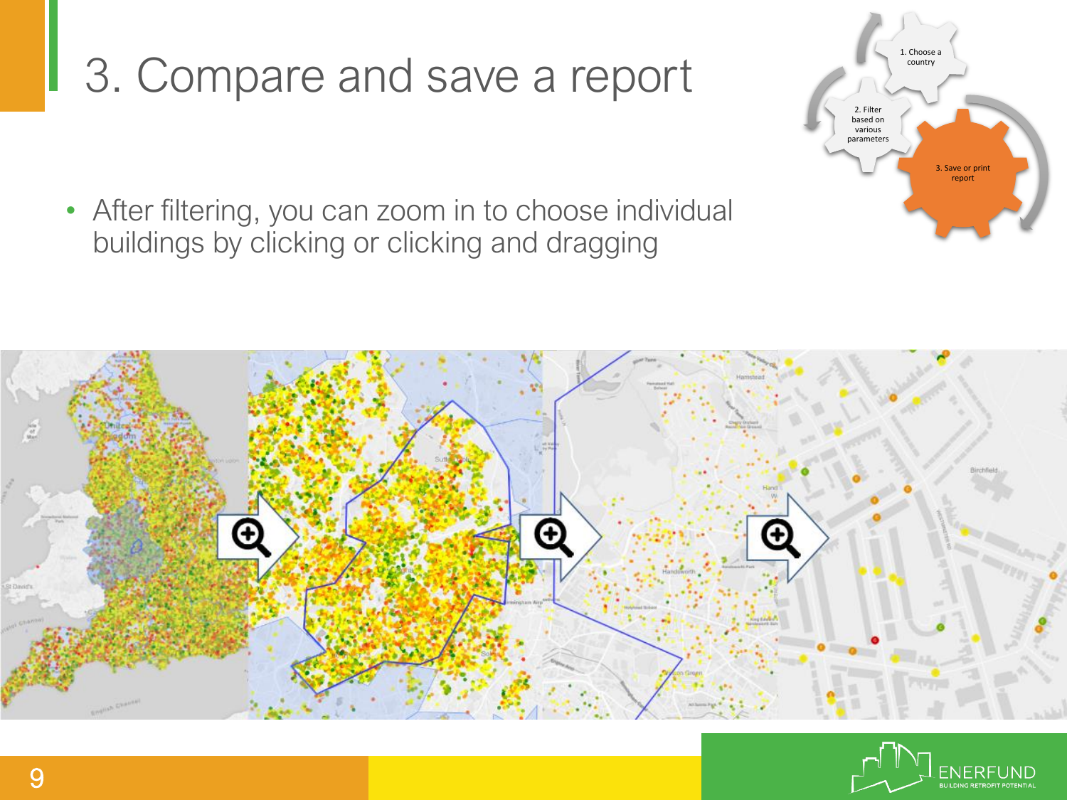# 3. Compare and save a report

- After filtering, you can zoom in to choose individual buildings by clicking or clicking and dragging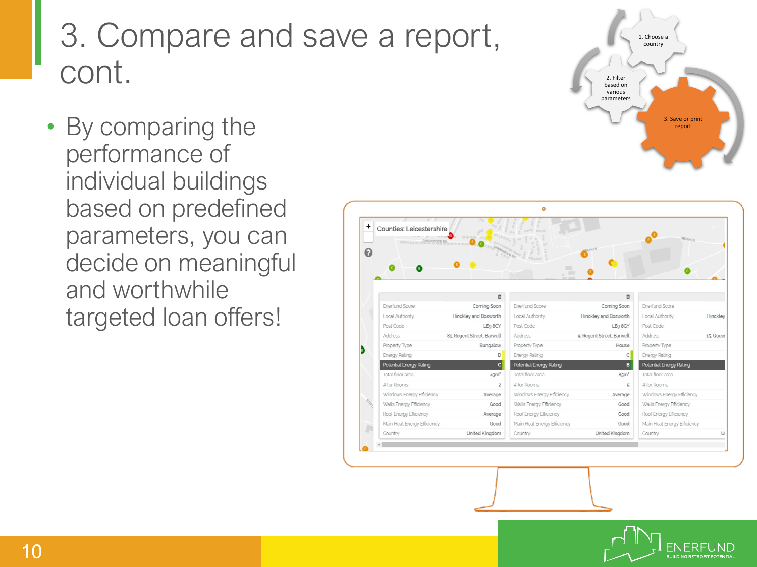# 3. Compare and save a report, cont.

- By comparing the performance of individual buildings based on predefined parameters, you can decide on meaningful and worthwhile targeted loan offers!

1. Choose a country
2. Filter based on various parameters
3. Save or print report

Counties: Leicestershire

| Enerfund Score | Coming Soon | Enerfund Score | Coming Soon | Enerfund Score | |
|---|---|---|---|---|---|
| Local Authority | Hinckley and Bosworth | Local Authority | Hinckley and Bosworth | Local Authority | Hinckley |
| Post Code | LE9 8GY | Post Code | LE9 8GY | Post Code | |
| Address | 81, Regent Street, Barwell | Address | 9, Regent Street, Barwell | Address | 15, Quee |
| Property Type | Bungalow | Property Type | House | Property Type | |
| Energy Rating | D | Energy Rating | C | Energy Rating | |
| Potential Energy Rating | C | Potential Energy Rating | B | Potential Energy Rating | |
| Total floor area | 43m² | Total floor area | 85m² | Total floor area | |
| # for Rooms | 2 | # for Rooms | 5 | # for Rooms | |
| Windows Energy Efficiency | Average | Windows Energy Efficiency | Average | Windows Energy Efficiency | |
| Walls Energy Efficiency | Good | Walls Energy Efficiency | Good | Walls Energy Efficiency | |
| Roof Energy Efficiency | Average | Roof Energy Efficiency | Good | Roof Energy Efficiency | |
| Main Heat Energy Efficiency | Good | Main Heat Energy Efficiency | Good | Main Heat Energy Efficiency | |
| Country | United Kingdom | Country | United Kingdom | Country | U |

ENERFUND
BUILDING RETROFIT POTENTIAL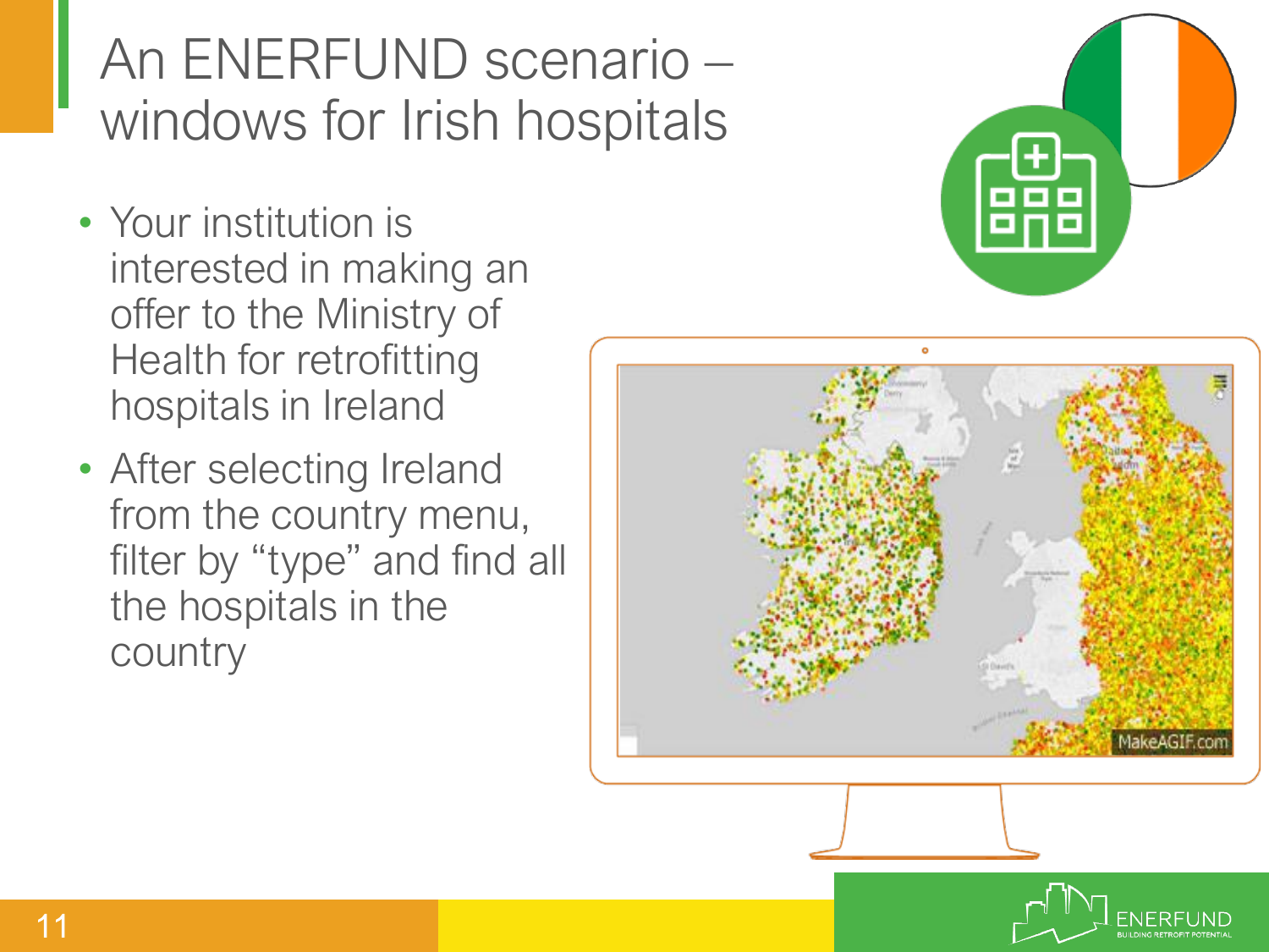# An ENERFUND scenario – windows for Irish hospitals

- Your institution is interested in making an offer to the Ministry of Health for retrofitting hospitals in Ireland
- After selecting Ireland from the country menu, filter by “type” and find all the hospitals in the country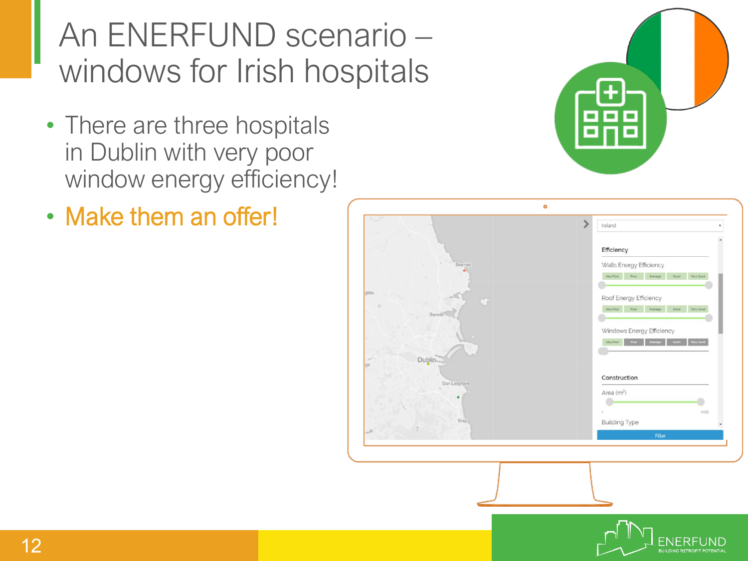# An ENERFUND scenario – windows for Irish hospitals

- There are three hospitals in Dublin with very poor window energy efficiency!
- Make them an offer!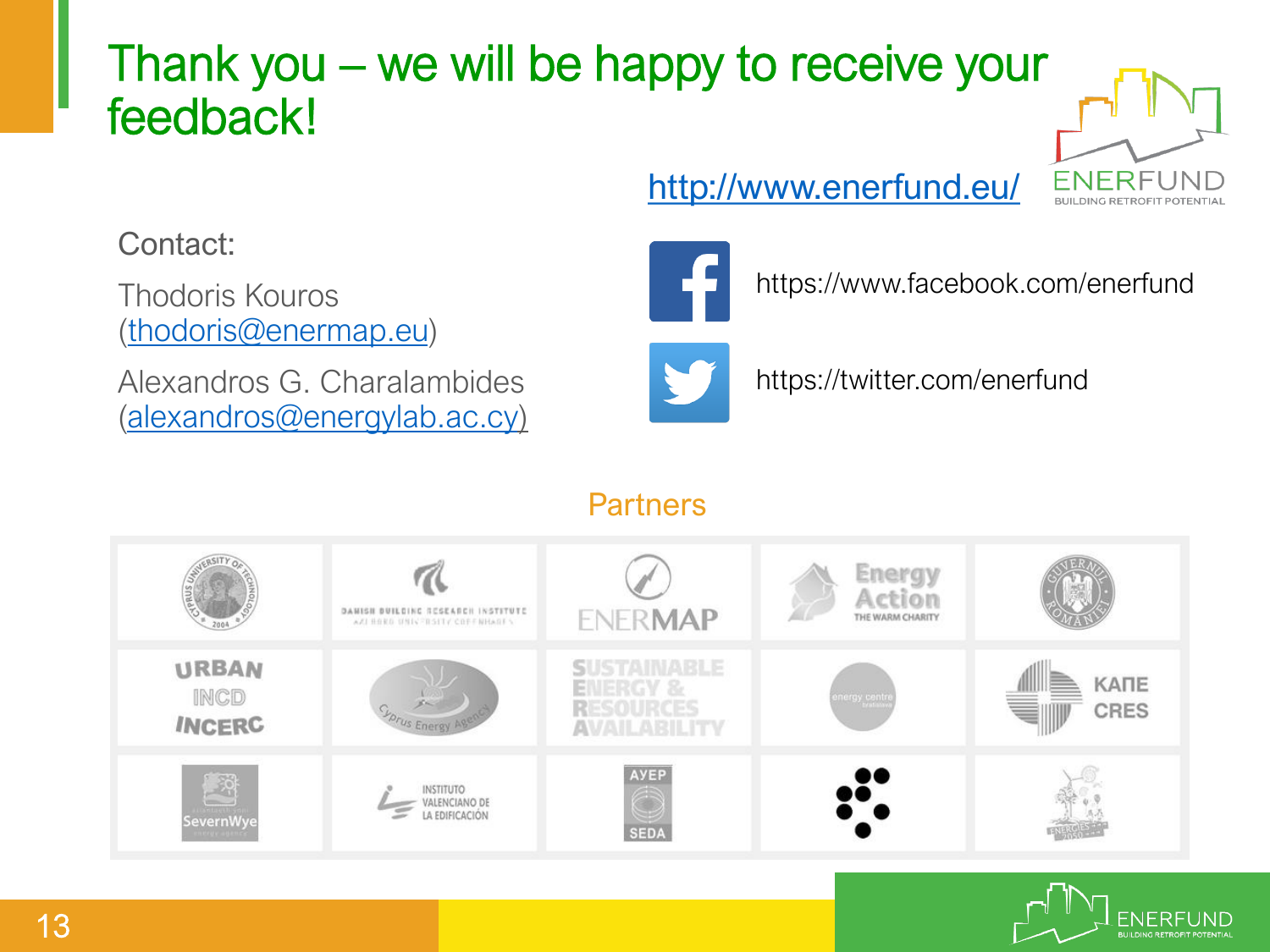# Thank you – we will be happy to receive your feedback!

http://www.enerfund.eu/

Contact:

Thodoris Kouros (thodoris@enermap.eu)

Alexandros G. Charalambides (alexandros@energylab.ac.cy)

https://www.facebook.com/enerfund

https://twitter.com/enerfund

## Partners